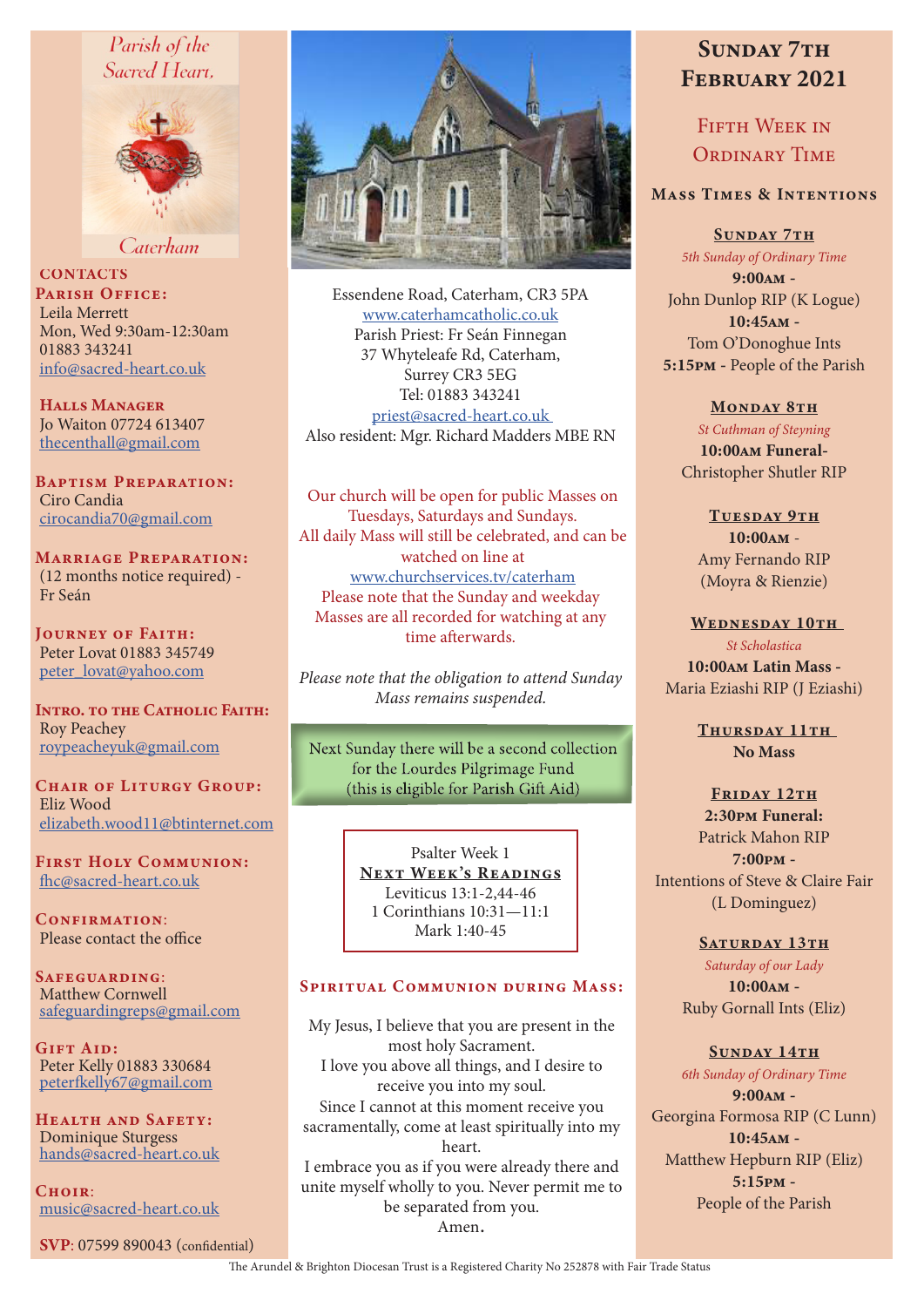Parish of the Sacred Heart, Caterham

**CONTACTS**

**Parish Office:**
Leila Merrett
Mon, Wed 9:30am-12:30am
01883 343241
info@sacred-heart.co.uk

**Halls Manager**
Jo Waiton 07724 613407
thecenthall@gmail.com

**Baptism Preparation:**
Ciro Candia
cirocandia70@gmail.com

**Marriage Preparation:**
(12 months notice required) - Fr Seán

**Journey of Faith:**
Peter Lovat 01883 345749
peter_lovat@yahoo.com

**Intro. to the Catholic Faith:**
Roy Peachey
roypeacheyuk@gmail.com

**Chair of Liturgy Group:**
Eliz Wood
elizabeth.wood11@btinternet.com

**First Holy Communion:**
fhc@sacred-heart.co.uk

**Confirmation:**
Please contact the office

**Safeguarding:**
Matthew Cornwell
safeguardingreps@gmail.com

**Gift Aid:**
Peter Kelly 01883 330684
peterfkelly67@gmail.com

**Health and Safety:**
Dominique Sturgess
hands@sacred-heart.co.uk

**Choir:**
music@sacred-heart.co.uk

**SVP**: 07599 890043 (confidential)

Essendene Road, Caterham, CR3 5PA
www.caterhamcatholic.co.uk
Parish Priest: Fr Seán Finnegan
37 Whyteleafe Rd, Caterham,
Surrey CR3 5EG
Tel: 01883 343241
priest@sacred-heart.co.uk
Also resident: Mgr. Richard Madders MBE RN

Our church will be open for public Masses on Tuesdays, Saturdays and Sundays.
All daily Mass will still be celebrated, and can be watched on line at
www.churchservices.tv/caterham
Please note that the Sunday and weekday Masses are all recorded for watching at any time afterwards.

*Please note that the obligation to attend Sunday Mass remains suspended.*

Next Sunday there will be a second collection for the Lourdes Pilgrimage Fund
(this is eligible for Parish Gift Aid)

Psalter Week 1
**Next Week's Readings**
Leviticus 13:1-2,44-46
1 Corinthians 10:31—11:1
Mark 1:40-45

## Spiritual Communion during Mass:

My Jesus, I believe that you are present in the most holy Sacrament.
I love you above all things, and I desire to receive you into my soul.
Since I cannot at this moment receive you sacramentally, come at least spiritually into my heart.
I embrace you as if you were already there and unite myself wholly to you. Never permit me to be separated from you.
Amen.

# Sunday 7th February 2021

## Fifth Week in Ordinary Time

### Mass Times & Intentions

**Sunday 7th**
*5th Sunday of Ordinary Time*
**9:00am** -
John Dunlop RIP (K Logue)
**10:45am** -
Tom O'Donoghue Ints
**5:15pm** - People of the Parish

**Monday 8th**
*St Cuthman of Steyning*
**10:00am Funeral**-
Christopher Shutler RIP

**Tuesday 9th**
**10:00am** -
Amy Fernando RIP
(Moyra & Rienzie)

**Wednesday 10th**
*St Scholastica*
**10:00am Latin Mass** -
Maria Eziashi RIP (J Eziashi)

**Thursday 11th**
**No Mass**

**Friday 12th**
**2:30pm Funeral:**
Patrick Mahon RIP
**7:00pm** -
Intentions of Steve & Claire Fair
(L Dominguez)

**Saturday 13th**
*Saturday of our Lady*
**10:00am** -
Ruby Gornall Ints (Eliz)

**Sunday 14th**
*6th Sunday of Ordinary Time*
**9:00am** -
Georgina Formosa RIP (C Lunn)
**10:45am** -
Matthew Hepburn RIP (Eliz)
**5:15pm** -
People of the Parish

The Arundel & Brighton Diocesan Trust is a Registered Charity No 252878 with Fair Trade Status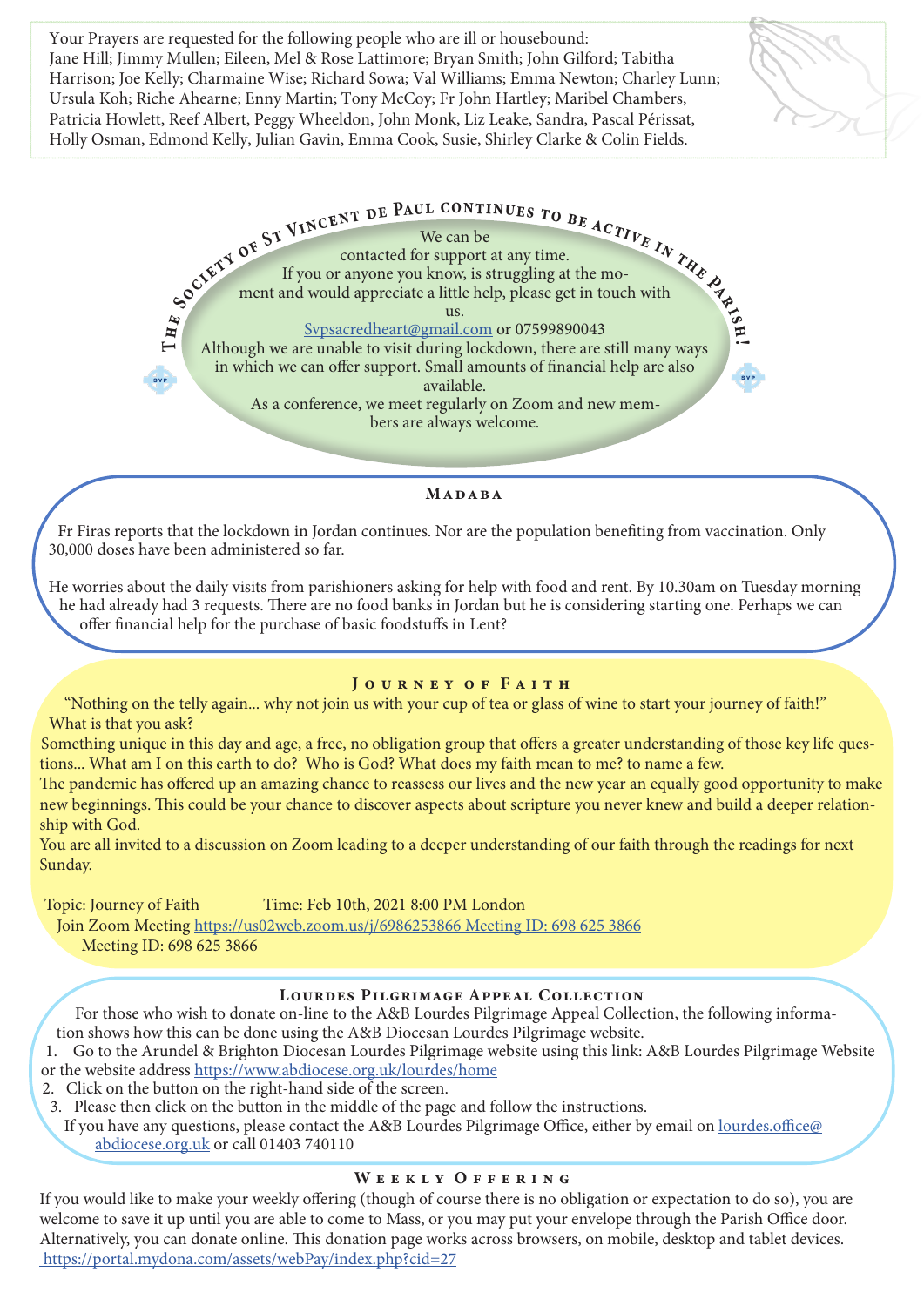Your Prayers are requested for the following people who are ill or housebound: Jane Hill; Jimmy Mullen; Eileen, Mel & Rose Lattimore; Bryan Smith; John Gilford; Tabitha Harrison; Joe Kelly; Charmaine Wise; Richard Sowa; Val Williams; Emma Newton; Charley Lunn; Ursula Koh; Riche Ahearne; Enny Martin; Tony McCoy; Fr John Hartley; Maribel Chambers, Patricia Howlett, Reef Albert, Peggy Wheeldon, John Monk, Liz Leake, Sandra, Pascal Périssat, Holly Osman, Edmond Kelly, Julian Gavin, Emma Cook, Susie, Shirley Clarke & Colin Fields.

## The Society of St Vincent de Paul continues to be active in the Parish!

We can be contacted for support at any time.

If you or anyone you know, is struggling at the moment and would appreciate a little help, please get in touch with us.

Svpsacredheart@gmail.com or 07599890043

Although we are unable to visit during lockdown, there are still many ways in which we can offer support. Small amounts of financial help are also available.

As a conference, we meet regularly on Zoom and new members are always welcome.

## Madaba

Fr Firas reports that the lockdown in Jordan continues. Nor are the population benefiting from vaccination. Only 30,000 doses have been administered so far.

He worries about the daily visits from parishioners asking for help with food and rent. By 10.30am on Tuesday morning he had already had 3 requests. There are no food banks in Jordan but he is considering starting one. Perhaps we can offer financial help for the purchase of basic foodstuffs in Lent?

## Journey of Faith

"Nothing on the telly again... why not join us with your cup of tea or glass of wine to start your journey of faith!" What is that you ask?

Something unique in this day and age, a free, no obligation group that offers a greater understanding of those key life questions... What am I on this earth to do? Who is God? What does my faith mean to me? to name a few.

The pandemic has offered up an amazing chance to reassess our lives and the new year an equally good opportunity to make new beginnings. This could be your chance to discover aspects about scripture you never knew and build a deeper relationship with God.

You are all invited to a discussion on Zoom leading to a deeper understanding of our faith through the readings for next Sunday.

Topic: Journey of Faith Time: Feb 10th, 2021 8:00 PM London

Join Zoom Meeting https://us02web.zoom.us/j/6986253866 Meeting ID: 698 625 3866

Meeting ID: 698 625 3866

## Lourdes Pilgrimage Appeal Collection

For those who wish to donate on-line to the A&B Lourdes Pilgrimage Appeal Collection, the following information shows how this can be done using the A&B Diocesan Lourdes Pilgrimage website.

1. Go to the Arundel & Brighton Diocesan Lourdes Pilgrimage website using this link: A&B Lourdes Pilgrimage Website or the website address https://www.abdiocese.org.uk/lourdes/home
2. Click on the button on the right-hand side of the screen.
3. Please then click on the button in the middle of the page and follow the instructions.

If you have any questions, please contact the A&B Lourdes Pilgrimage Office, either by email on lourdes.office@abdiocese.org.uk or call 01403 740110

## Weekly Offering

If you would like to make your weekly offering (though of course there is no obligation or expectation to do so), you are welcome to save it up until you are able to come to Mass, or you may put your envelope through the Parish Office door. Alternatively, you can donate online. This donation page works across browsers, on mobile, desktop and tablet devices.

https://portal.mydona.com/assets/webPay/index.php?cid=27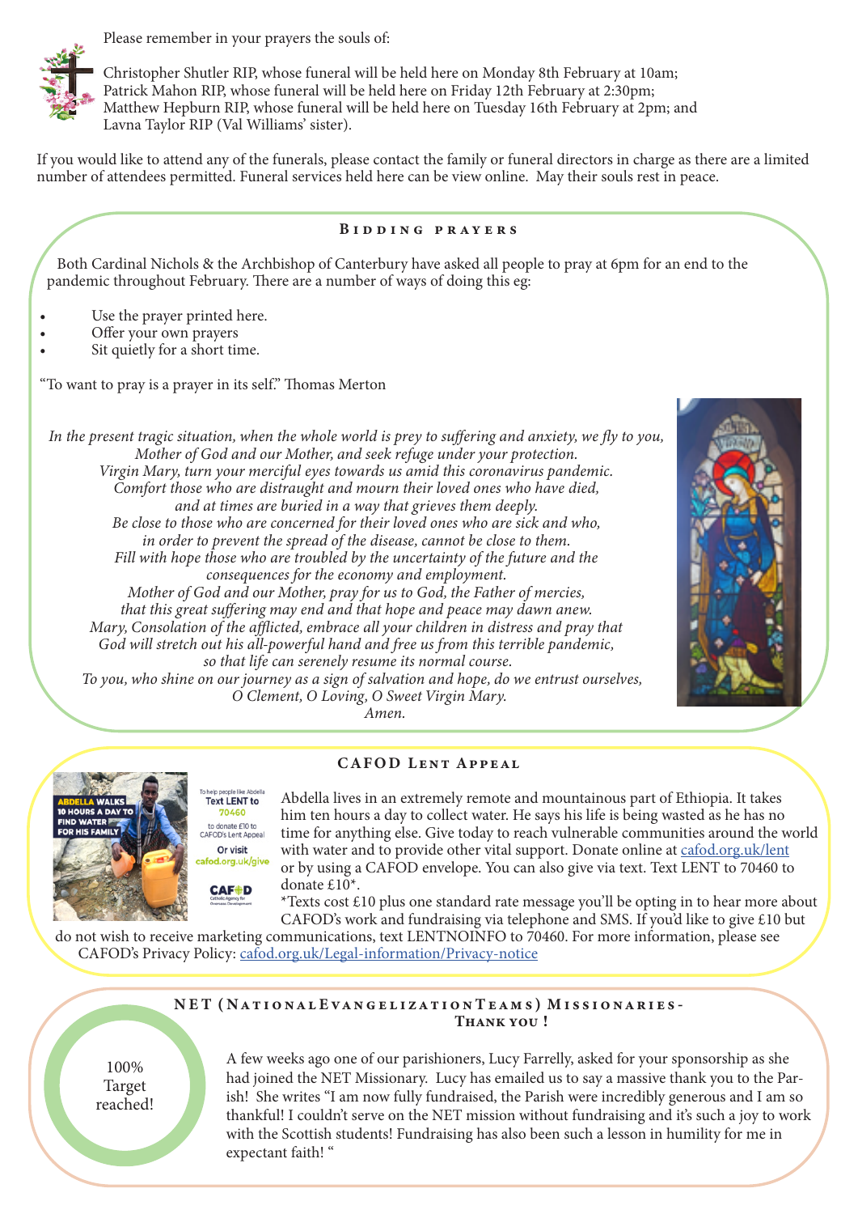Please remember in your prayers the souls of:

Christopher Shutler RIP, whose funeral will be held here on Monday 8th February at 10am;
Patrick Mahon RIP, whose funeral will be held here on Friday 12th February at 2:30pm;
Matthew Hepburn RIP, whose funeral will be held here on Tuesday 16th February at 2pm; and
Lavna Taylor RIP (Val Williams' sister).

If you would like to attend any of the funerals, please contact the family or funeral directors in charge as there are a limited number of attendees permitted. Funeral services held here can be view online. May their souls rest in peace.

## Bidding prayers

Both Cardinal Nichols & the Archbishop of Canterbury have asked all people to pray at 6pm for an end to the pandemic throughout February. There are a number of ways of doing this eg:

- Use the prayer printed here.
- Offer your own prayers
- Sit quietly for a short time.

"To want to pray is a prayer in its self." Thomas Merton

*In the present tragic situation, when the whole world is prey to suffering and anxiety, we fly to you,*
*Mother of God and our Mother, and seek refuge under your protection.*
*Virgin Mary, turn your merciful eyes towards us amid this coronavirus pandemic.*
*Comfort those who are distraught and mourn their loved ones who have died,*
*and at times are buried in a way that grieves them deeply.*
*Be close to those who are concerned for their loved ones who are sick and who,*
*in order to prevent the spread of the disease, cannot be close to them.*
*Fill with hope those who are troubled by the uncertainty of the future and the*
*consequences for the economy and employment.*
*Mother of God and our Mother, pray for us to God, the Father of mercies,*
*that this great suffering may end and that hope and peace may dawn anew.*
*Mary, Consolation of the afflicted, embrace all your children in distress and pray that*
*God will stretch out his all-powerful hand and free us from this terrible pandemic,*
*so that life can serenely resume its normal course.*
*To you, who shine on our journey as a sign of salvation and hope, do we entrust ourselves,*
*O Clement, O Loving, O Sweet Virgin Mary.*
*Amen.*

## CAFOD Lent Appeal

ABDELLA WALKS 10 HOURS A DAY TO FIND WATER FOR HIS FAMILY

To help people like Abdella Text LENT to 70460 to donate £10 to CAFOD's Lent Appeal
Or visit cafod.org.uk/give

Abdella lives in an extremely remote and mountainous part of Ethiopia. It takes him ten hours a day to collect water. He says his life is being wasted as he has no time for anything else. Give today to reach vulnerable communities around the world with water and to provide other vital support. Donate online at cafod.org.uk/lent or by using a CAFOD envelope. You can also give via text. Text LENT to 70460 to donate £10*.

*Texts cost £10 plus one standard rate message you'll be opting in to hear more about CAFOD's work and fundraising via telephone and SMS. If you'd like to give £10 but do not wish to receive marketing communications, text LENTNOINFO to 70460. For more information, please see CAFOD's Privacy Policy: cafod.org.uk/Legal-information/Privacy-notice

## NET (NationalEvangelizationTeams) Missionaries- Thank you !

100% Target reached!

A few weeks ago one of our parishioners, Lucy Farrelly, asked for your sponsorship as she had joined the NET Missionary. Lucy has emailed us to say a massive thank you to the Parish! She writes "I am now fully fundraised, the Parish were incredibly generous and I am so thankful! I couldn't serve on the NET mission without fundraising and it's such a joy to work with the Scottish students! Fundraising has also been such a lesson in humility for me in expectant faith! "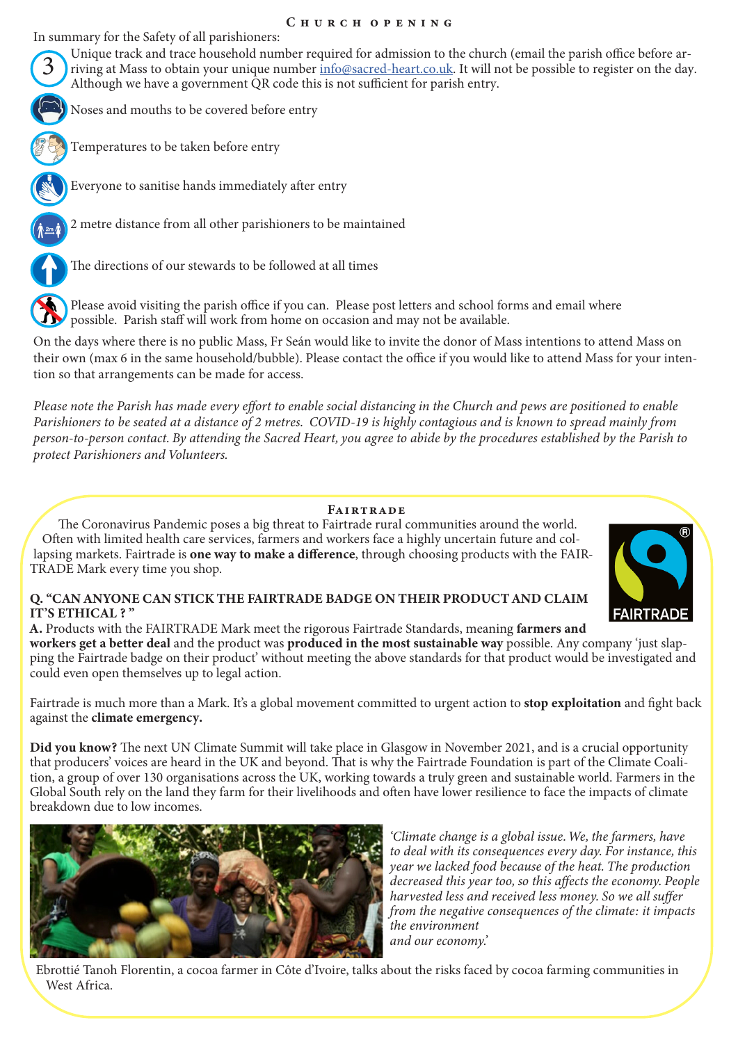## Church opening

In summary for the Safety of all parishioners:

- Unique track and trace household number required for admission to the church (email the parish office before arriving at Mass to obtain your unique number info@sacred-heart.co.uk. It will not be possible to register on the day. Although we have a government QR code this is not sufficient for parish entry.
- Noses and mouths to be covered before entry
- Temperatures to be taken before entry
- Everyone to sanitise hands immediately after entry
- 2 metre distance from all other parishioners to be maintained
- The directions of our stewards to be followed at all times
- Please avoid visiting the parish office if you can. Please post letters and school forms and email where possible. Parish staff will work from home on occasion and may not be available.

On the days where there is no public Mass, Fr Seán would like to invite the donor of Mass intentions to attend Mass on their own (max 6 in the same household/bubble). Please contact the office if you would like to attend Mass for your intention so that arrangements can be made for access.

*Please note the Parish has made every effort to enable social distancing in the Church and pews are positioned to enable Parishioners to be seated at a distance of 2 metres. COVID-19 is highly contagious and is known to spread mainly from person-to-person contact. By attending the Sacred Heart, you agree to abide by the procedures established by the Parish to protect Parishioners and Volunteers.*

## Fairtrade

The Coronavirus Pandemic poses a big threat to Fairtrade rural communities around the world. Often with limited health care services, farmers and workers face a highly uncertain future and collapsing markets. Fairtrade is **one way to make a difference**, through choosing products with the FAIRTRADE Mark every time you shop.

**Q. "CAN ANYONE CAN STICK THE FAIRTRADE BADGE ON THEIR PRODUCT AND CLAIM IT'S ETHICAL ? "**

**A.** Products with the FAIRTRADE Mark meet the rigorous Fairtrade Standards, meaning **farmers and workers get a better deal** and the product was **produced in the most sustainable way** possible. Any company 'just slapping the Fairtrade badge on their product' without meeting the above standards for that product would be investigated and could even open themselves up to legal action.

Fairtrade is much more than a Mark. It's a global movement committed to urgent action to **stop exploitation** and fight back against the **climate emergency.**

**Did you know?** The next UN Climate Summit will take place in Glasgow in November 2021, and is a crucial opportunity that producers' voices are heard in the UK and beyond. That is why the Fairtrade Foundation is part of the Climate Coalition, a group of over 130 organisations across the UK, working towards a truly green and sustainable world. Farmers in the Global South rely on the land they farm for their livelihoods and often have lower resilience to face the impacts of climate breakdown due to low incomes.

*'Climate change is a global issue. We, the farmers, have to deal with its consequences every day. For instance, this year we lacked food because of the heat. The production decreased this year too, so this affects the economy. People harvested less and received less money. So we all suffer from the negative consequences of the climate: it impacts the environment and our economy.'*

Ebrottié Tanoh Florentin, a cocoa farmer in Côte d'Ivoire, talks about the risks faced by cocoa farming communities in West Africa.